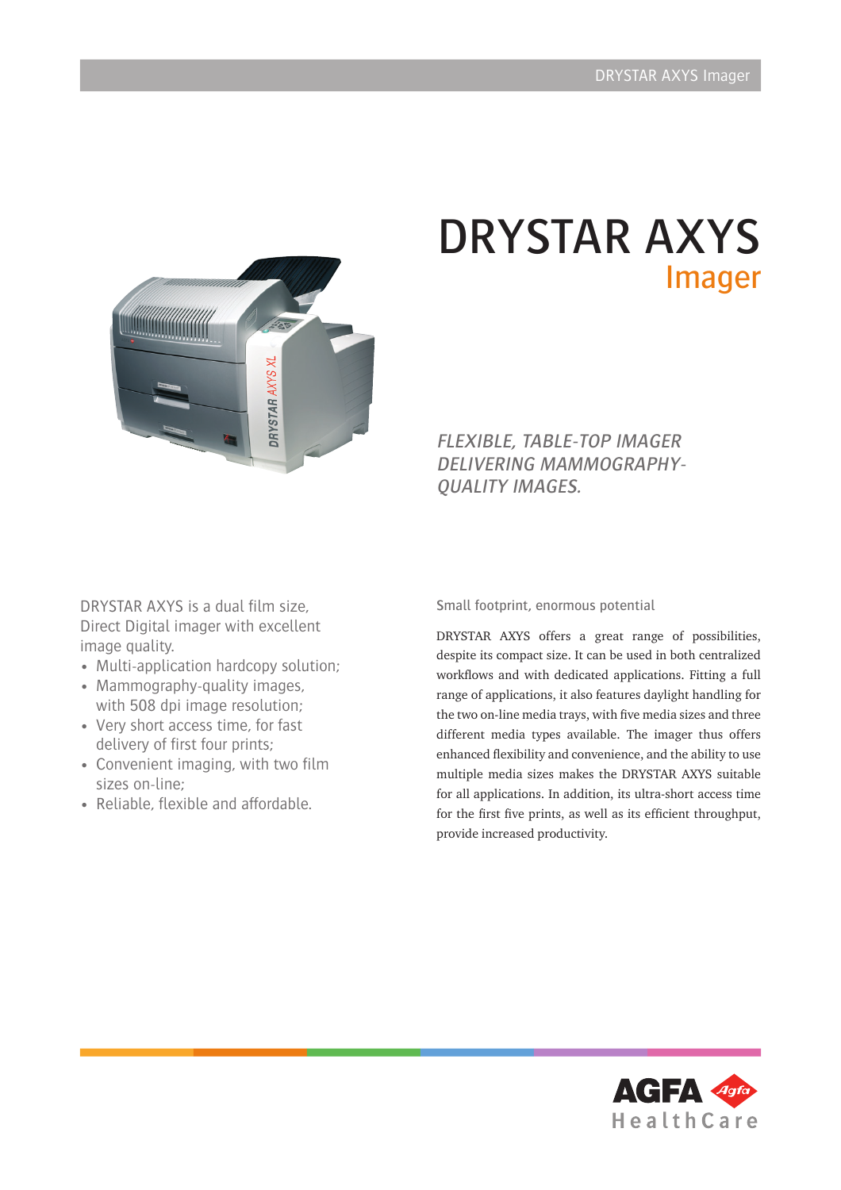# DRYSTAR AXYS

## Imager

*FLEXIBLE, TABLE-TOP IMAGER DELIVERING MAMMOGRAPHY-QUALITY IMAGES.*

DRYSTAR AXYS is a dual film size, Direct Digital imager with excellent image quality.

- Multi-application hardcopy solution;
- Mammography-quality images, with 508 dpi image resolution;
- Very short access time, for fast delivery of first four prints;
- Convenient imaging, with two film sizes on-line;
- Reliable, flexible and affordable.

### Small footprint, enormous potential

DRYSTAR AXYS offers a great range of possibilities, despite its compact size. It can be used in both centralized workflows and with dedicated applications. Fitting a full range of applications, it also features daylight handling for the two on-line media trays, with five media sizes and three different media types available. The imager thus offers enhanced flexibility and convenience, and the ability to use multiple media sizes makes the DRYSTAR AXYS suitable for all applications. In addition, its ultra-short access time for the first five prints, as well as its efficient throughput, provide increased productivity.

AGFA HealthCare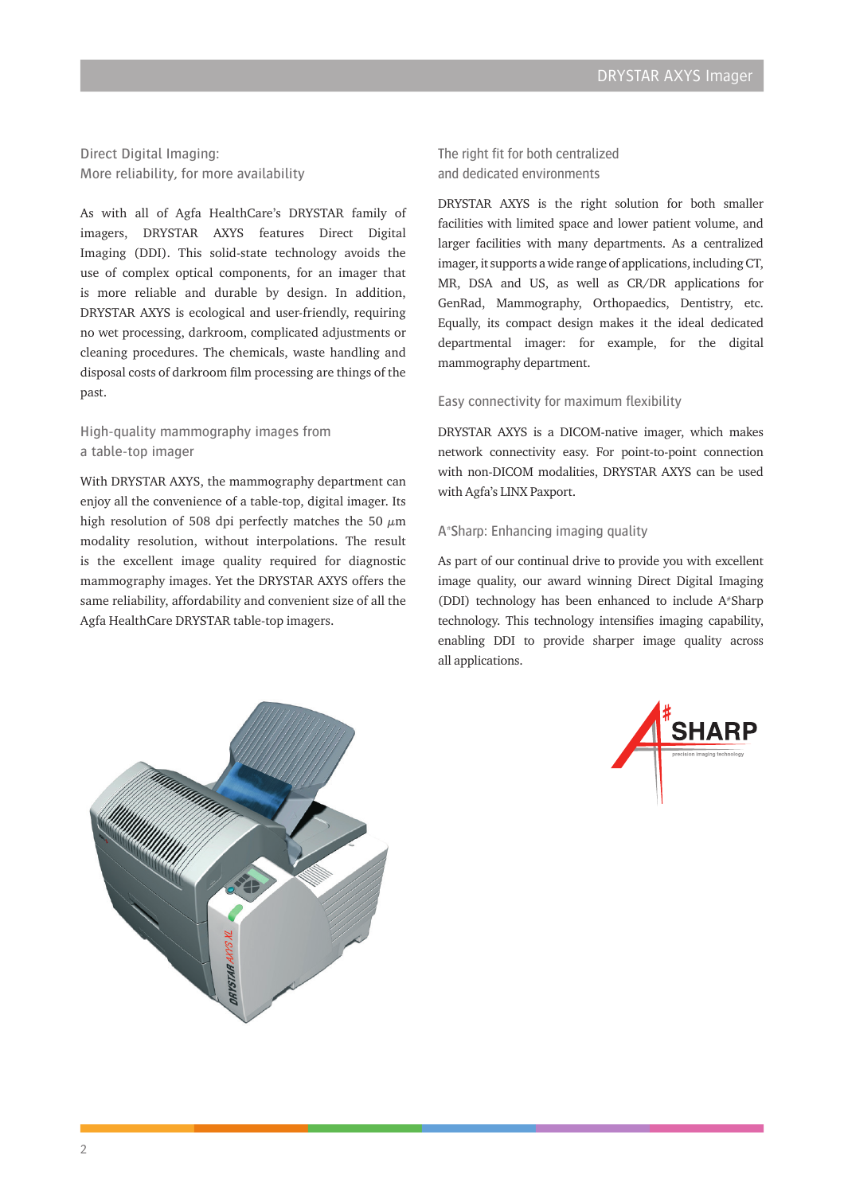## Direct Digital Imaging: More reliability, for more availability

As with all of Agfa HealthCare's DRYSTAR family of imagers, DRYSTAR AXYS features Direct Digital Imaging (DDI). This solid-state technology avoids the use of complex optical components, for an imager that is more reliable and durable by design. In addition, DRYSTAR AXYS is ecological and user-friendly, requiring no wet processing, darkroom, complicated adjustments or cleaning procedures. The chemicals, waste handling and disposal costs of darkroom film processing are things of the past.

## High-quality mammography images from a table-top imager

With DRYSTAR AXYS, the mammography department can enjoy all the convenience of a table-top, digital imager. Its high resolution of 508 dpi perfectly matches the 50 $\mu$m modality resolution, without interpolations. The result is the excellent image quality required for diagnostic mammography images. Yet the DRYSTAR AXYS offers the same reliability, affordability and convenient size of all the Agfa HealthCare DRYSTAR table-top imagers.

## The right fit for both centralized and dedicated environments

DRYSTAR AXYS is the right solution for both smaller facilities with limited space and lower patient volume, and larger facilities with many departments. As a centralized imager, it supports a wide range of applications, including CT, MR, DSA and US, as well as CR/DR applications for GenRad, Mammography, Orthopaedics, Dentistry, etc. Equally, its compact design makes it the ideal dedicated departmental imager: for example, for the digital mammography department.

## Easy connectivity for maximum flexibility

DRYSTAR AXYS is a DICOM-native imager, which makes network connectivity easy. For point-to-point connection with non-DICOM modalities, DRYSTAR AXYS can be used with Agfa's LINX Paxport.

## A#Sharp: Enhancing imaging quality

As part of our continual drive to provide you with excellent image quality, our award winning Direct Digital Imaging (DDI) technology has been enhanced to include A#Sharp technology. This technology intensifies imaging capability, enabling DDI to provide sharper image quality across all applications.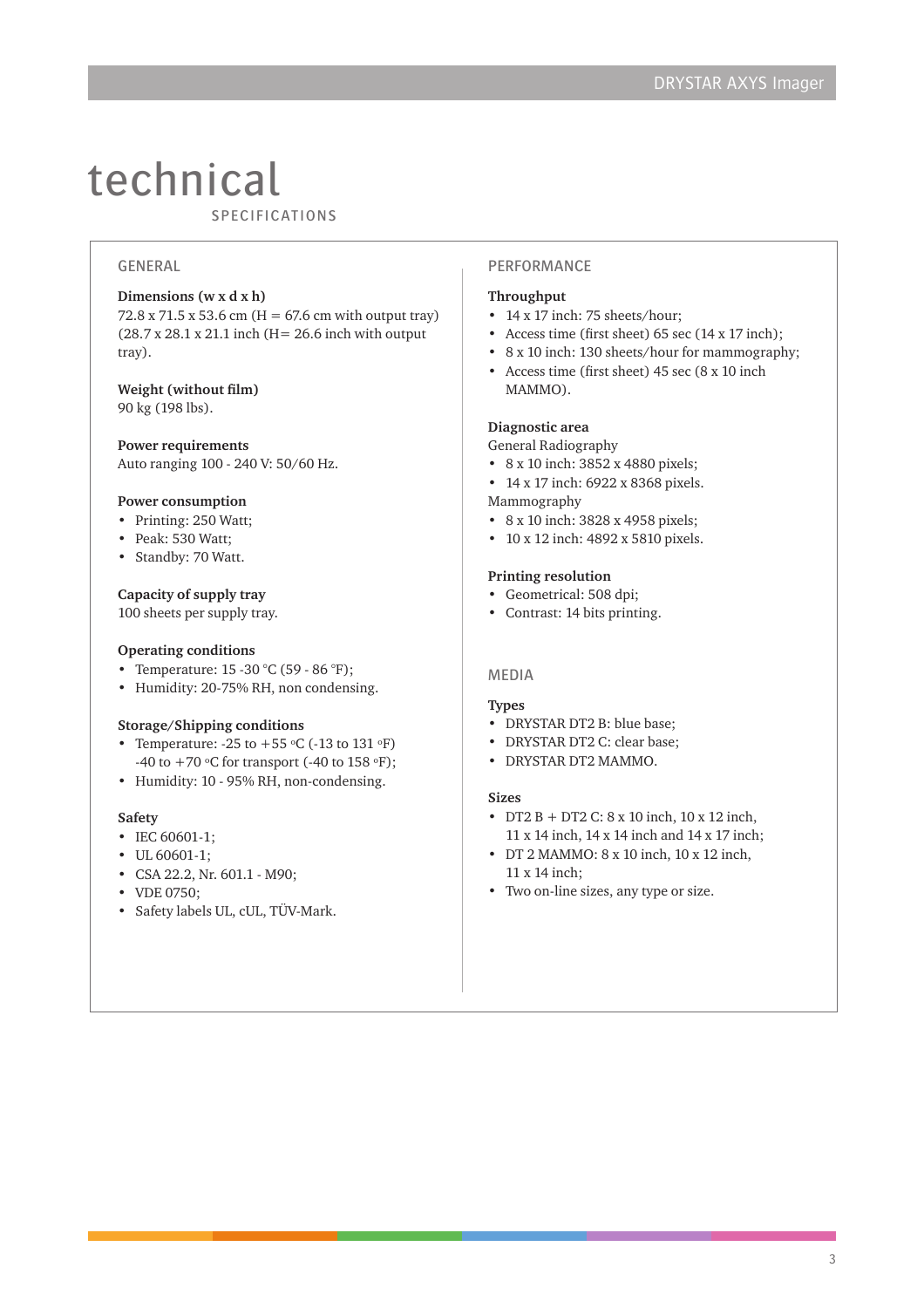# technical

SPECIFICATIONS

## GENERAL

**Dimensions (w x d x h)**
72.8 x 71.5 x 53.6 cm (H = 67.6 cm with output tray) (28.7 x 28.1 x 21.1 inch (H= 26.6 inch with output tray).

**Weight (without film)**
90 kg (198 lbs).

**Power requirements**
Auto ranging 100 - 240 V: 50/60 Hz.

**Power consumption**
- Printing: 250 Watt;
- Peak: 530 Watt;
- Standby: 70 Watt.

**Capacity of supply tray**
100 sheets per supply tray.

**Operating conditions**
- Temperature: 15 -30 °C (59 - 86 °F);
- Humidity: 20-75% RH, non condensing.

**Storage/Shipping conditions**
- Temperature: -25 to +55 °C (-13 to 131 °F) -40 to +70 °C for transport (-40 to 158 °F);
- Humidity: 10 - 95% RH, non-condensing.

**Safety**
- IEC 60601-1;
- UL 60601-1;
- CSA 22.2, Nr. 601.1 - M90;
- VDE 0750;
- Safety labels UL, cUL, TÜV-Mark.

## PERFORMANCE

**Throughput**
- 14 x 17 inch: 75 sheets/hour;
- Access time (first sheet) 65 sec (14 x 17 inch);
- 8 x 10 inch: 130 sheets/hour for mammography;
- Access time (first sheet) 45 sec (8 x 10 inch MAMMO).

**Diagnostic area**
General Radiography
- 8 x 10 inch: 3852 x 4880 pixels;
- 14 x 17 inch: 6922 x 8368 pixels.

Mammography
- 8 x 10 inch: 3828 x 4958 pixels;
- 10 x 12 inch: 4892 x 5810 pixels.

**Printing resolution**
- Geometrical: 508 dpi;
- Contrast: 14 bits printing.

## MEDIA

**Types**
- DRYSTAR DT2 B: blue base;
- DRYSTAR DT2 C: clear base;
- DRYSTAR DT2 MAMMO.

**Sizes**
- DT2 B + DT2 C: 8 x 10 inch, 10 x 12 inch, 11 x 14 inch, 14 x 14 inch and 14 x 17 inch;
- DT 2 MAMMO: 8 x 10 inch, 10 x 12 inch, 11 x 14 inch;
- Two on-line sizes, any type or size.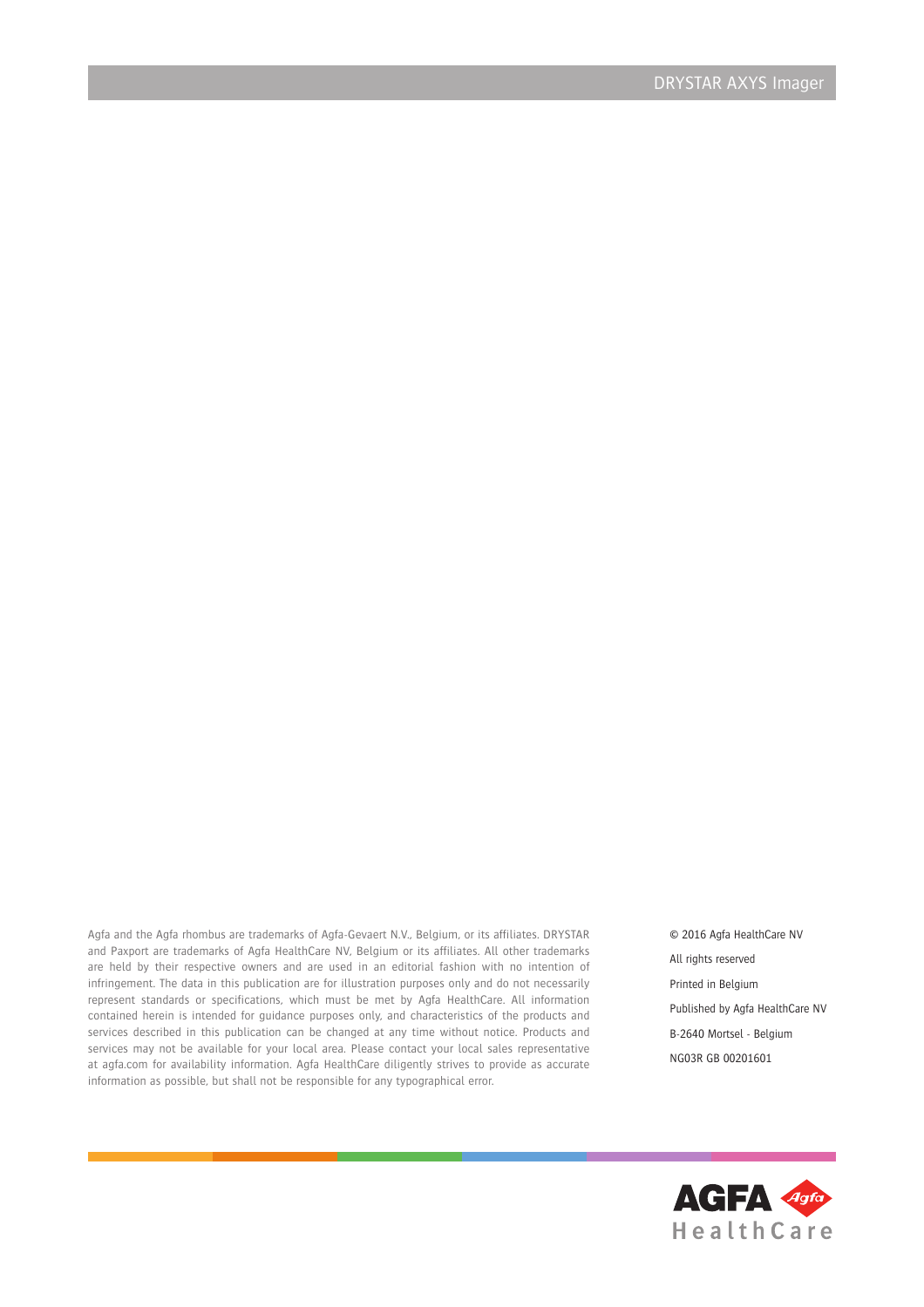Agfa and the Agfa rhombus are trademarks of Agfa-Gevaert N.V., Belgium, or its affiliates. DRYSTAR and Paxport are trademarks of Agfa HealthCare NV, Belgium or its affiliates. All other trademarks are held by their respective owners and are used in an editorial fashion with no intention of infringement. The data in this publication are for illustration purposes only and do not necessarily represent standards or specifications, which must be met by Agfa HealthCare. All information contained herein is intended for guidance purposes only, and characteristics of the products and services described in this publication can be changed at any time without notice. Products and services may not be available for your local area. Please contact your local sales representative at agfa.com for availability information. Agfa HealthCare diligently strives to provide as accurate information as possible, but shall not be responsible for any typographical error.

© 2016 Agfa HealthCare NV

All rights reserved

Printed in Belgium

Published by Agfa HealthCare NV

B-2640 Mortsel - Belgium

NG03R GB 00201601

AGFA HealthCare